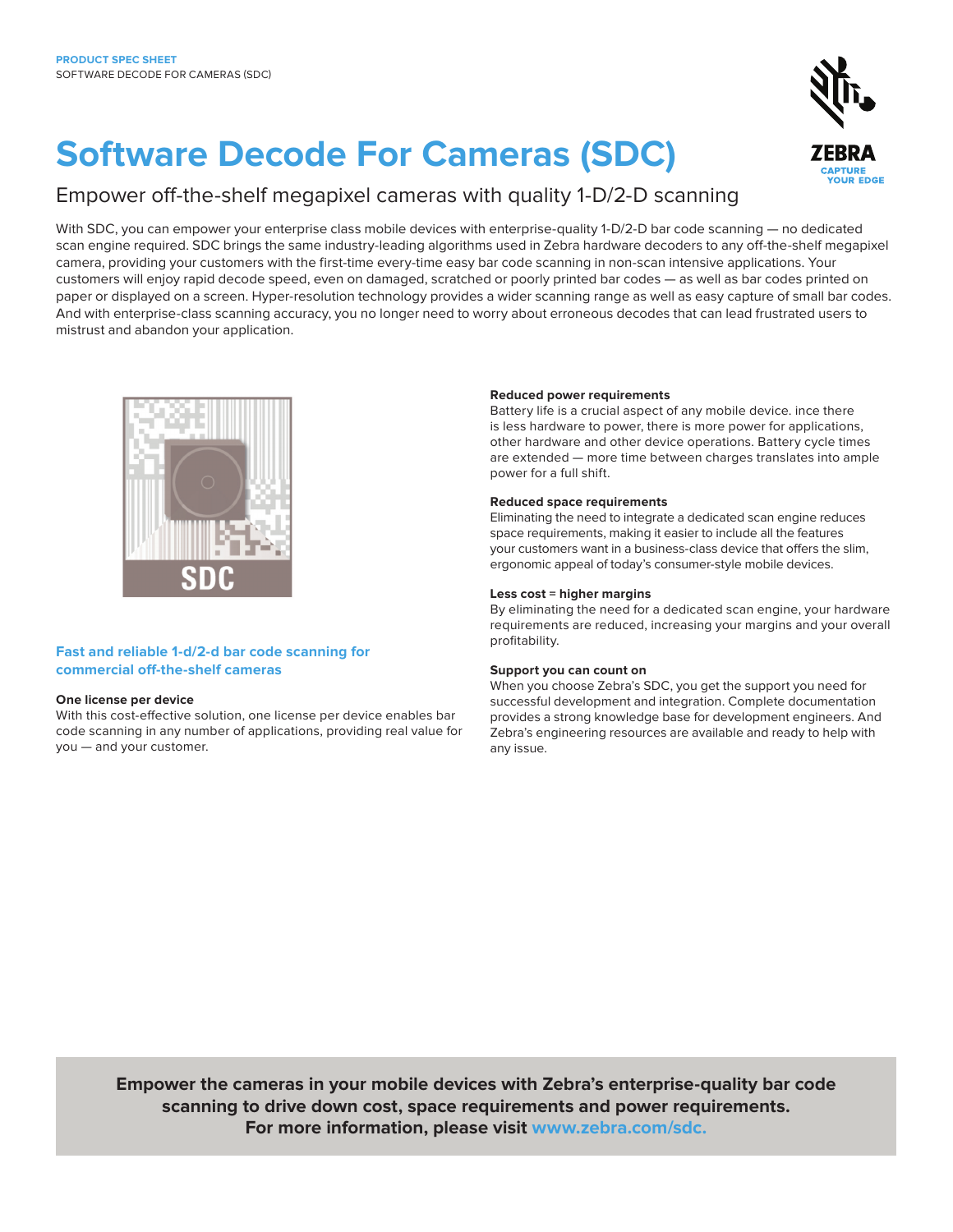PRODUCT SPEC SHEET
SOFTWARE DECODE FOR CAMERAS (SDC)

# Software Decode For Cameras (SDC)

## Empower off-the-shelf megapixel cameras with quality 1-D/2-D scanning

With SDC, you can empower your enterprise class mobile devices with enterprise-quality 1-D/2-D bar code scanning — no dedicated scan engine required. SDC brings the same industry-leading algorithms used in Zebra hardware decoders to any off-the-shelf megapixel camera, providing your customers with the first-time every-time easy bar code scanning in non-scan intensive applications. Your customers will enjoy rapid decode speed, even on damaged, scratched or poorly printed bar codes — as well as bar codes printed on paper or displayed on a screen. Hyper-resolution technology provides a wider scanning range as well as easy capture of small bar codes. And with enterprise-class scanning accuracy, you no longer need to worry about erroneous decodes that can lead frustrated users to mistrust and abandon your application.

### Fast and reliable 1-d/2-d bar code scanning for commercial off-the-shelf cameras

**One license per device**
With this cost-effective solution, one license per device enables bar code scanning in any number of applications, providing real value for you — and your customer.

**Reduced power requirements**
Battery life is a crucial aspect of any mobile device. ince there is less hardware to power, there is more power for applications, other hardware and other device operations. Battery cycle times are extended — more time between charges translates into ample power for a full shift.

**Reduced space requirements**
Eliminating the need to integrate a dedicated scan engine reduces space requirements, making it easier to include all the features your customers want in a business-class device that offers the slim, ergonomic appeal of today's consumer-style mobile devices.

**Less cost = higher margins**
By eliminating the need for a dedicated scan engine, your hardware requirements are reduced, increasing your margins and your overall profitability.

**Support you can count on**
When you choose Zebra's SDC, you get the support you need for successful development and integration. Complete documentation provides a strong knowledge base for development engineers. And Zebra's engineering resources are available and ready to help with any issue.

**Empower the cameras in your mobile devices with Zebra's enterprise-quality bar code scanning to drive down cost, space requirements and power requirements. For more information, please visit www.zebra.com/sdc.**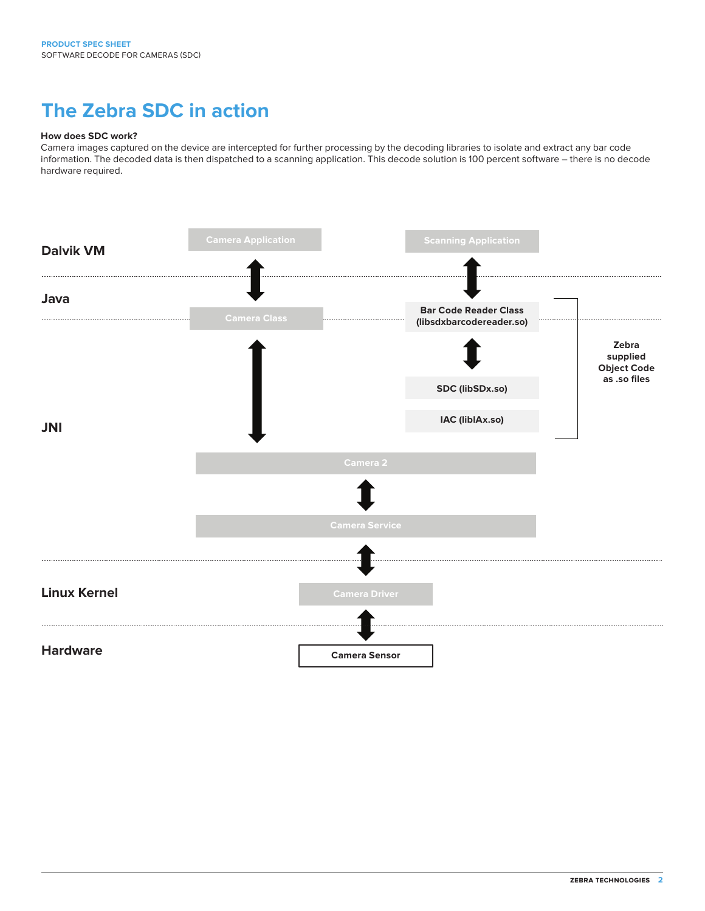# The Zebra SDC in action

**How does SDC work?**

Camera images captured on the device are intercepted for further processing by the decoding libraries to isolate and extract any bar code information. The decoded data is then dispatched to a scanning application. This decode solution is 100 percent software – there is no decode hardware required.

**Dalvik VM**

Camera Application

Scanning Application

**Java**

Camera Class

Bar Code Reader Class (libsdxbarcodereader.so)

SDC (libSDx.so)

IAC (libIAx.so)

Zebra supplied Object Code as .so files

**JNI**

Camera 2

Camera Service

**Linux Kernel**

Camera Driver

**Hardware**

Camera Sensor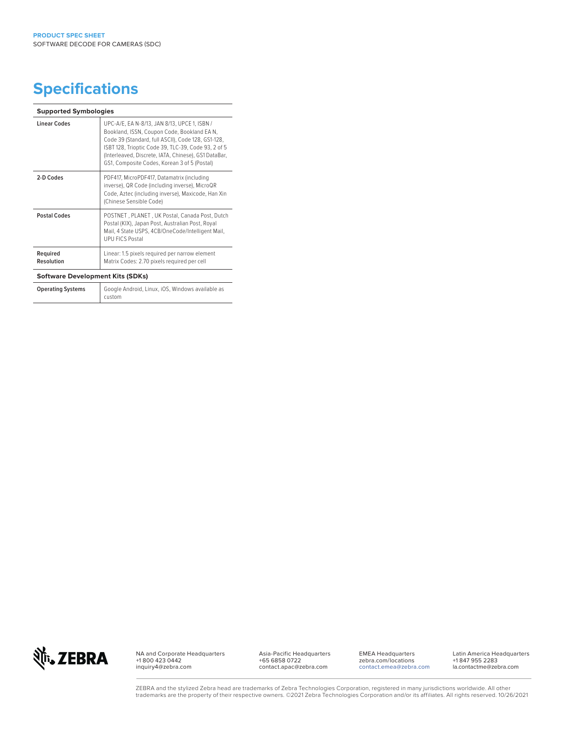# Specifications

| Supported Symbologies | |
|---|---|
| **Linear Codes** | UPC-A/E, EA N-8/13, JAN 8/13, UPCE 1, ISBN / Bookland, ISSN, Coupon Code, Bookland EA N, Code 39 (Standard, full ASCII), Code 128, GS1-128, ISBT 128, Trioptic Code 39, TLC-39, Code 93, 2 of 5 (Interleaved, Discrete, IATA, Chinese), GS1 DataBar, GS1, Composite Codes, Korean 3 of 5 (Postal) |
| **2-D Codes** | PDF417, MicroPDF417, Datamatrix (including inverse), QR Code (including inverse), MicroQR Code, Aztec (including inverse), Maxicode, Han Xin (Chinese Sensible Code) |
| **Postal Codes** | POSTNET , PLANET , UK Postal, Canada Post, Dutch Postal (KIX), Japan Post, Australian Post, Royal Mail, 4 State USPS, 4CB/OneCode/Intelligent Mail, UPU FICS Postal |
| **Required Resolution** | Linear: 1.5 pixels required per narrow element<br>Matrix Codes: 2.70 pixels required per cell |

| Software Development Kits (SDKs) | |
|---|---|
| **Operating Systems** | Google Android, Linux, iOS, Windows available as custom |

NA and Corporate Headquarters
+1 800 423 0442
inquiry4@zebra.com

Asia-Pacific Headquarters
+65 6858 0722
contact.apac@zebra.com

EMEA Headquarters
zebra.com/locations
contact.emea@zebra.com

Latin America Headquarters
+1 847 955 2283
la.contactme@zebra.com

ZEBRA and the stylized Zebra head are trademarks of Zebra Technologies Corporation, registered in many jurisdictions worldwide. All other trademarks are the property of their respective owners. ©2021 Zebra Technologies Corporation and/or its affiliates. All rights reserved. 10/26/2021